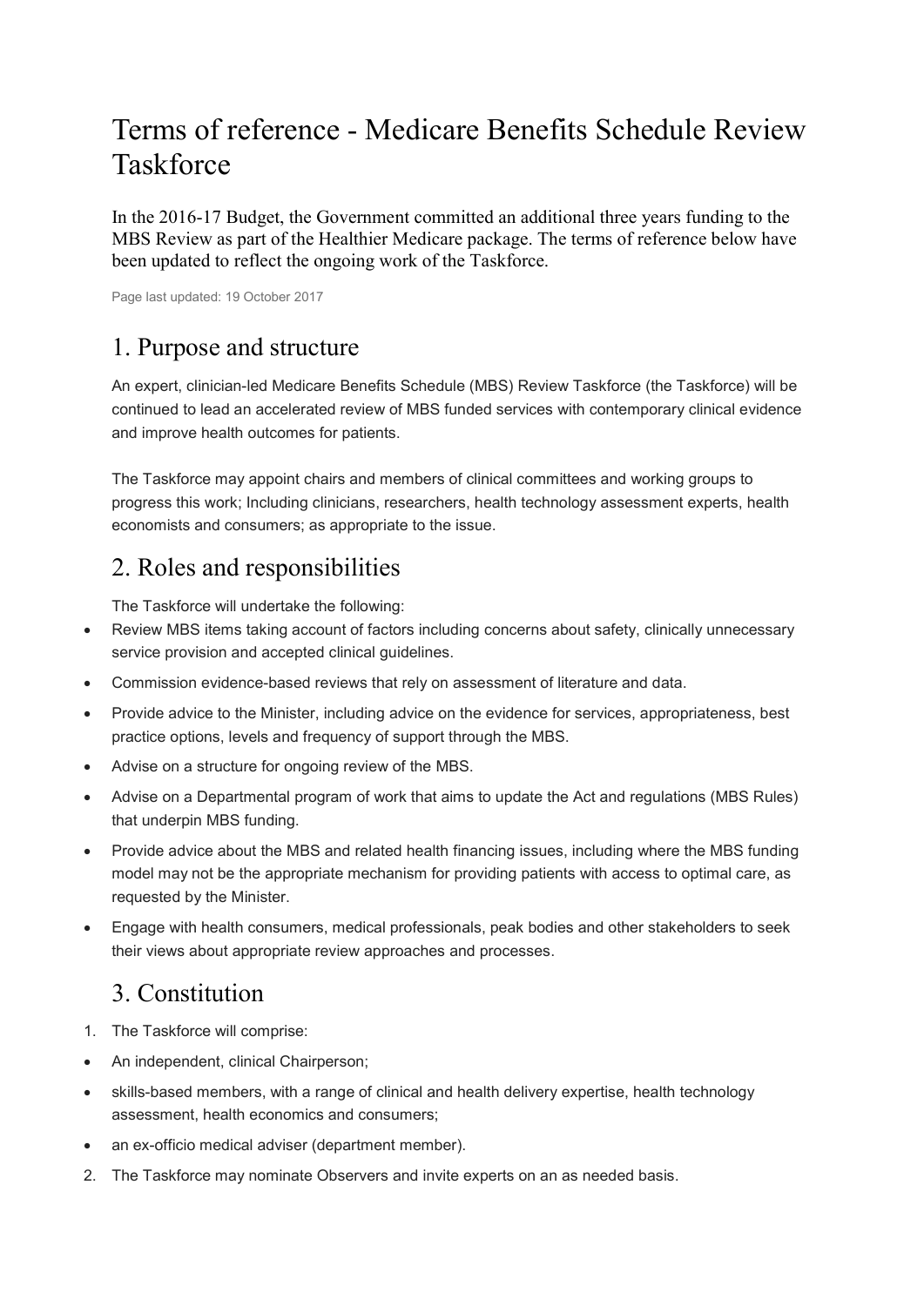# Terms of reference - Medicare Benefits Schedule Review Taskforce

In the 2016-17 Budget, the Government committed an additional three years funding to the MBS Review as part of the Healthier Medicare package. The terms of reference below have been updated to reflect the ongoing work of the Taskforce.

Page last updated: 19 October 2017

## 1. Purpose and structure

An expert, clinician-led Medicare Benefits Schedule (MBS) Review Taskforce (the Taskforce) will be continued to lead an accelerated review of MBS funded services with contemporary clinical evidence and improve health outcomes for patients.

The Taskforce may appoint chairs and members of clinical committees and working groups to progress this work; Including clinicians, researchers, health technology assessment experts, health economists and consumers; as appropriate to the issue.

## 2. Roles and responsibilities

The Taskforce will undertake the following:

- Review MBS items taking account of factors including concerns about safety, clinically unnecessary service provision and accepted clinical guidelines.
- Commission evidence-based reviews that rely on assessment of literature and data.
- Provide advice to the Minister, including advice on the evidence for services, appropriateness, best practice options, levels and frequency of support through the MBS.
- Advise on a structure for ongoing review of the MBS.
- Advise on a Departmental program of work that aims to update the Act and regulations (MBS Rules) that underpin MBS funding.
- Provide advice about the MBS and related health financing issues, including where the MBS funding model may not be the appropriate mechanism for providing patients with access to optimal care, as requested by the Minister.
- Engage with health consumers, medical professionals, peak bodies and other stakeholders to seek their views about appropriate review approaches and processes.

## 3. Constitution

1. The Taskforce will comprise:
   - An independent, clinical Chairperson;
   - skills-based members, with a range of clinical and health delivery expertise, health technology assessment, health economics and consumers;
   - an ex-officio medical adviser (department member).
2. The Taskforce may nominate Observers and invite experts on an as needed basis.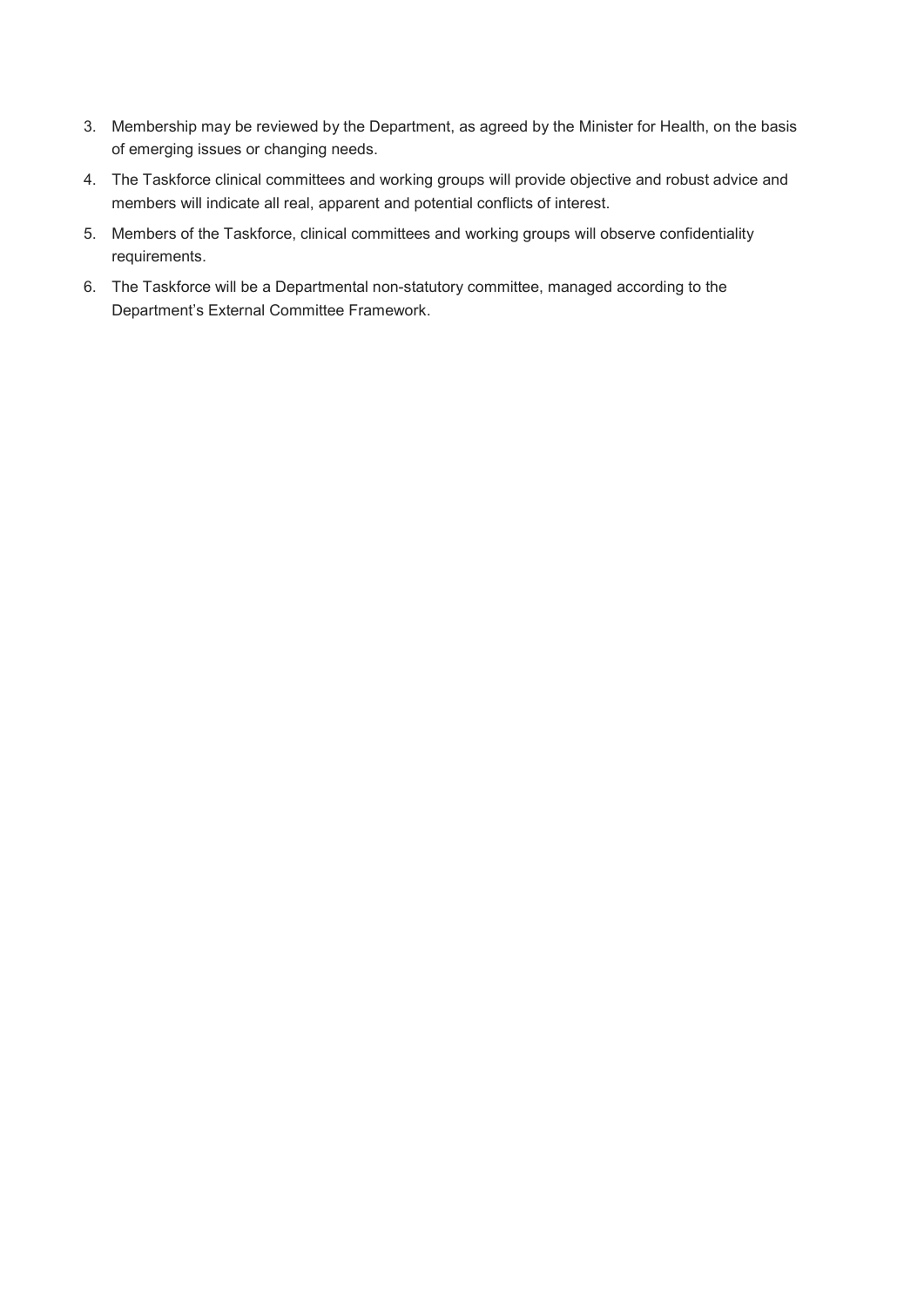3. Membership may be reviewed by the Department, as agreed by the Minister for Health, on the basis of emerging issues or changing needs.
4. The Taskforce clinical committees and working groups will provide objective and robust advice and members will indicate all real, apparent and potential conflicts of interest.
5. Members of the Taskforce, clinical committees and working groups will observe confidentiality requirements.
6. The Taskforce will be a Departmental non-statutory committee, managed according to the Department's External Committee Framework.